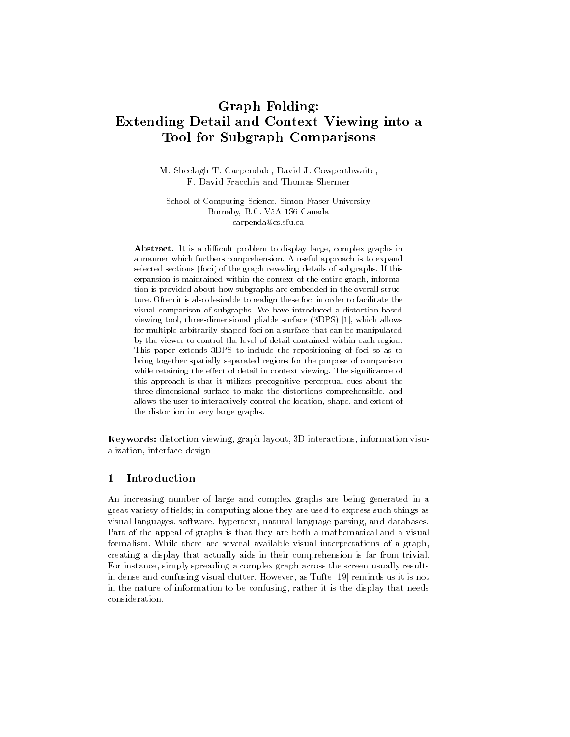# Graph Folding: Extending Detail and Context Viewing into a Tool for Subgraph Comparisons

M. Sheelagh T. Carpendale, David J. Cowperthwaite, F. David Fracchia and Thomas Shermer

School of Computing Science, Simon Fraser University
Burnaby, B.C. V5A 1S6 Canada
carpenda@cs.sfu.ca

**Abstract.** It is a difficult problem to display large, complex graphs in a manner which furthers comprehension. A useful approach is to expand selected sections (foci) of the graph revealing details of subgraphs. If this expansion is maintained within the context of the entire graph, information is provided about how subgraphs are embedded in the overall structure. Often it is also desirable to realign these foci in order to facilitate the visual comparison of subgraphs. We have introduced a distortion-based viewing tool, three-dimensional pliable surface (3DPS) [1], which allows for multiple arbitrarily-shaped foci on a surface that can be manipulated by the viewer to control the level of detail contained within each region. This paper extends 3DPS to include the repositioning of foci so as to bring together spatially separated regions for the purpose of comparison while retaining the effect of detail in context viewing. The significance of this approach is that it utilizes precognitive perceptual cues about the three-dimensional surface to make the distortions comprehensible, and allows the user to interactively control the location, shape, and extent of the distortion in very large graphs.

**Keywords:** distortion viewing, graph layout, 3D interactions, information visualization, interface design

## 1 Introduction

An increasing number of large and complex graphs are being generated in a great variety of fields; in computing alone they are used to express such things as visual languages, software, hypertext, natural language parsing, and databases. Part of the appeal of graphs is that they are both a mathematical and a visual formalism. While there are several available visual interpretations of a graph, creating a display that actually aids in their comprehension is far from trivial. For instance, simply spreading a complex graph across the screen usually results in dense and confusing visual clutter. However, as Tufte [19] reminds us it is not in the nature of information to be confusing, rather it is the display that needs consideration.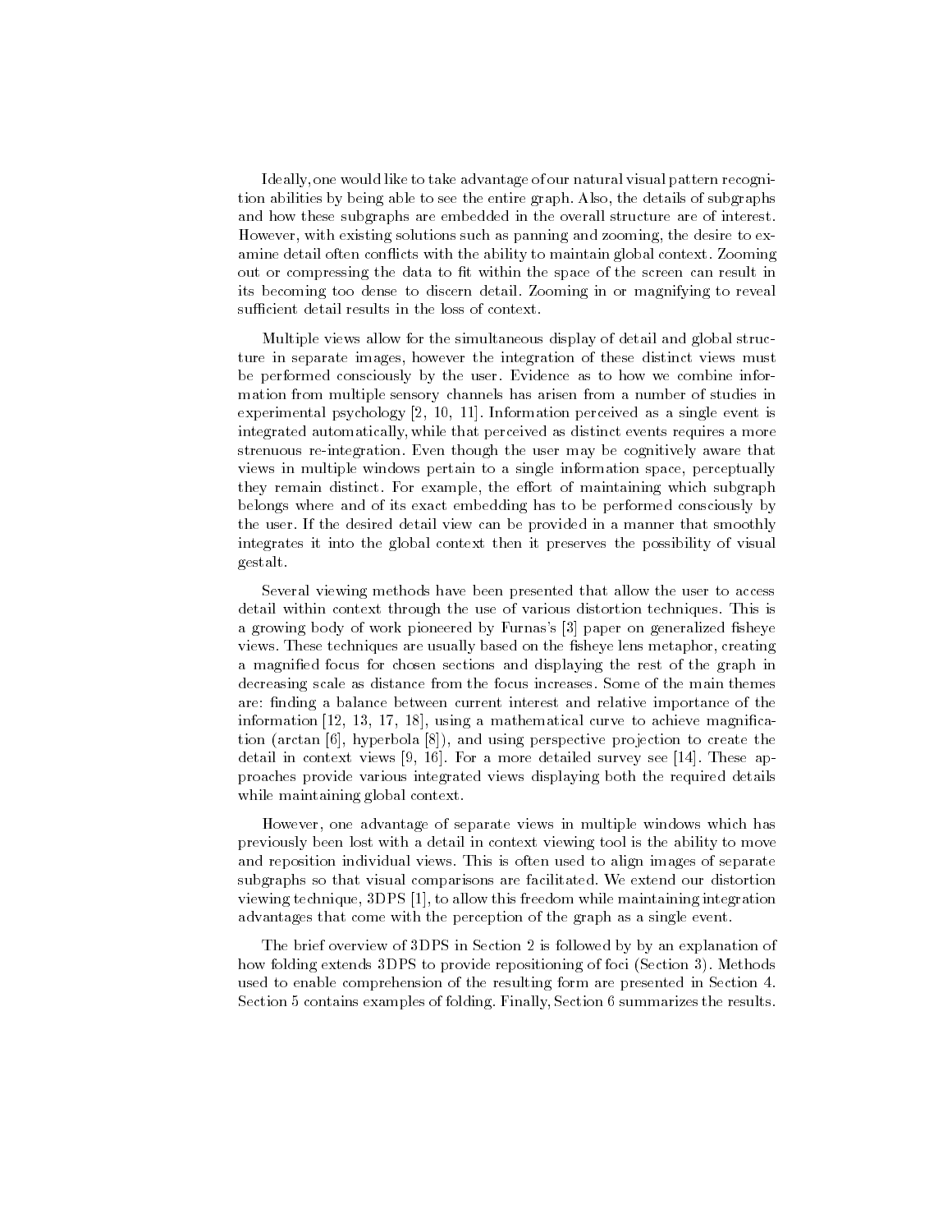Ideally, one would like to take advantage of our natural visual pattern recognition abilities by being able to see the entire graph. Also, the details of subgraphs and how these subgraphs are embedded in the overall structure are of interest. However, with existing solutions such as panning and zooming, the desire to examine detail often conflicts with the ability to maintain global context. Zooming out or compressing the data to fit within the space of the screen can result in its becoming too dense to discern detail. Zooming in or magnifying to reveal sufficient detail results in the loss of context.

Multiple views allow for the simultaneous display of detail and global structure in separate images, however the integration of these distinct views must be performed consciously by the user. Evidence as to how we combine information from multiple sensory channels has arisen from a number of studies in experimental psychology [2, 10, 11]. Information perceived as a single event is integrated automatically, while that perceived as distinct events requires a more strenuous re-integration. Even though the user may be cognitively aware that views in multiple windows pertain to a single information space, perceptually they remain distinct. For example, the effort of maintaining which subgraph belongs where and of its exact embedding has to be performed consciously by the user. If the desired detail view can be provided in a manner that smoothly integrates it into the global context then it preserves the possibility of visual gestalt.

Several viewing methods have been presented that allow the user to access detail within context through the use of various distortion techniques. This is a growing body of work pioneered by Furnas's [3] paper on generalized fisheye views. These techniques are usually based on the fisheye lens metaphor, creating a magnified focus for chosen sections and displaying the rest of the graph in decreasing scale as distance from the focus increases. Some of the main themes are: finding a balance between current interest and relative importance of the information [12, 13, 17, 18], using a mathematical curve to achieve magnification (arctan [6], hyperbola [8]), and using perspective projection to create the detail in context views [9, 16]. For a more detailed survey see [14]. These approaches provide various integrated views displaying both the required details while maintaining global context.

However, one advantage of separate views in multiple windows which has previously been lost with a detail in context viewing tool is the ability to move and reposition individual views. This is often used to align images of separate subgraphs so that visual comparisons are facilitated. We extend our distortion viewing technique, 3DPS [1], to allow this freedom while maintaining integration advantages that come with the perception of the graph as a single event.

The brief overview of 3DPS in Section 2 is followed by by an explanation of how folding extends 3DPS to provide repositioning of foci (Section 3). Methods used to enable comprehension of the resulting form are presented in Section 4. Section 5 contains examples of folding. Finally, Section 6 summarizes the results.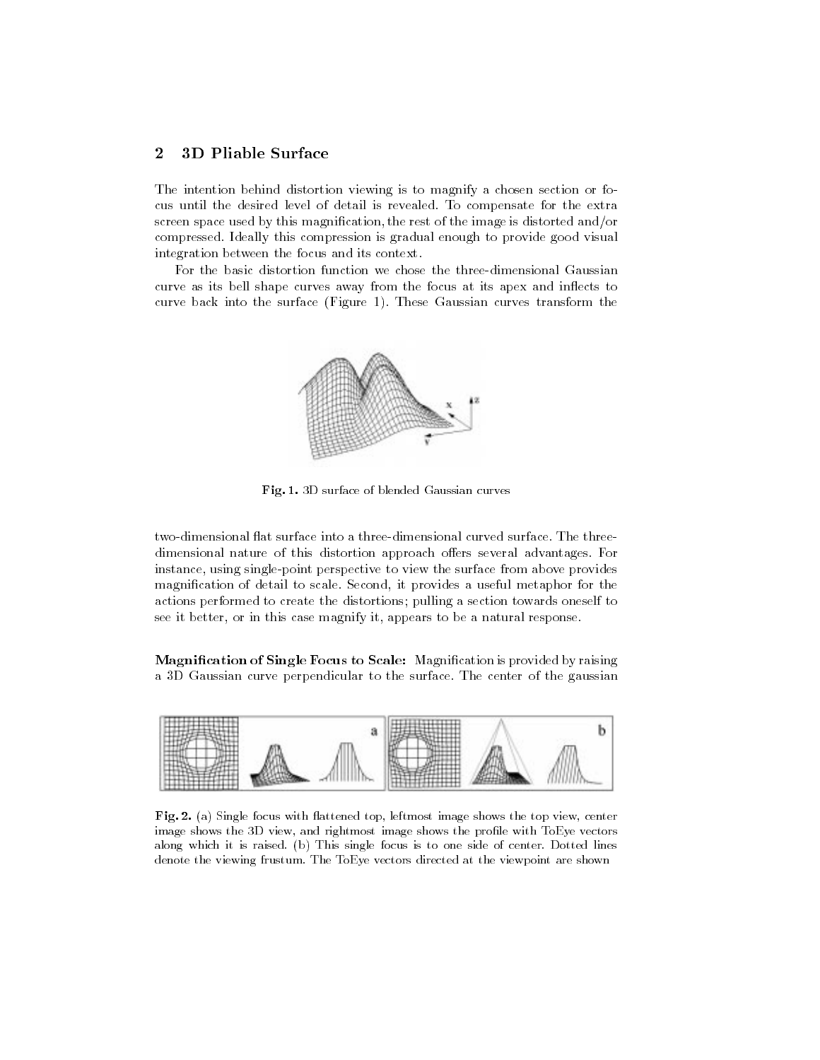## 2 3D Pliable Surface

The intention behind distortion viewing is to magnify a chosen section or focus until the desired level of detail is revealed. To compensate for the extra screen space used by this magnification, the rest of the image is distorted and/or compressed. Ideally this compression is gradual enough to provide good visual integration between the focus and its context.

For the basic distortion function we chose the three-dimensional Gaussian curve as its bell shape curves away from the focus at its apex and inflects to curve back into the surface (Figure 1). These Gaussian curves transform the

**Fig. 1.** 3D surface of blended Gaussian curves

two-dimensional flat surface into a three-dimensional curved surface. The three-dimensional nature of this distortion approach offers several advantages. For instance, using single-point perspective to view the surface from above provides magnification of detail to scale. Second, it provides a useful metaphor for the actions performed to create the distortions; pulling a section towards oneself to see it better, or in this case magnify it, appears to be a natural response.

**Magnification of Single Focus to Scale:** Magnification is provided by raising a 3D Gaussian curve perpendicular to the surface. The center of the gaussian

**Fig. 2.** (a) Single focus with flattened top, leftmost image shows the top view, center image shows the 3D view, and rightmost image shows the profile with ToEye vectors along which it is raised. (b) This single focus is to one side of center. Dotted lines denote the viewing frustum. The ToEye vectors directed at the viewpoint are shown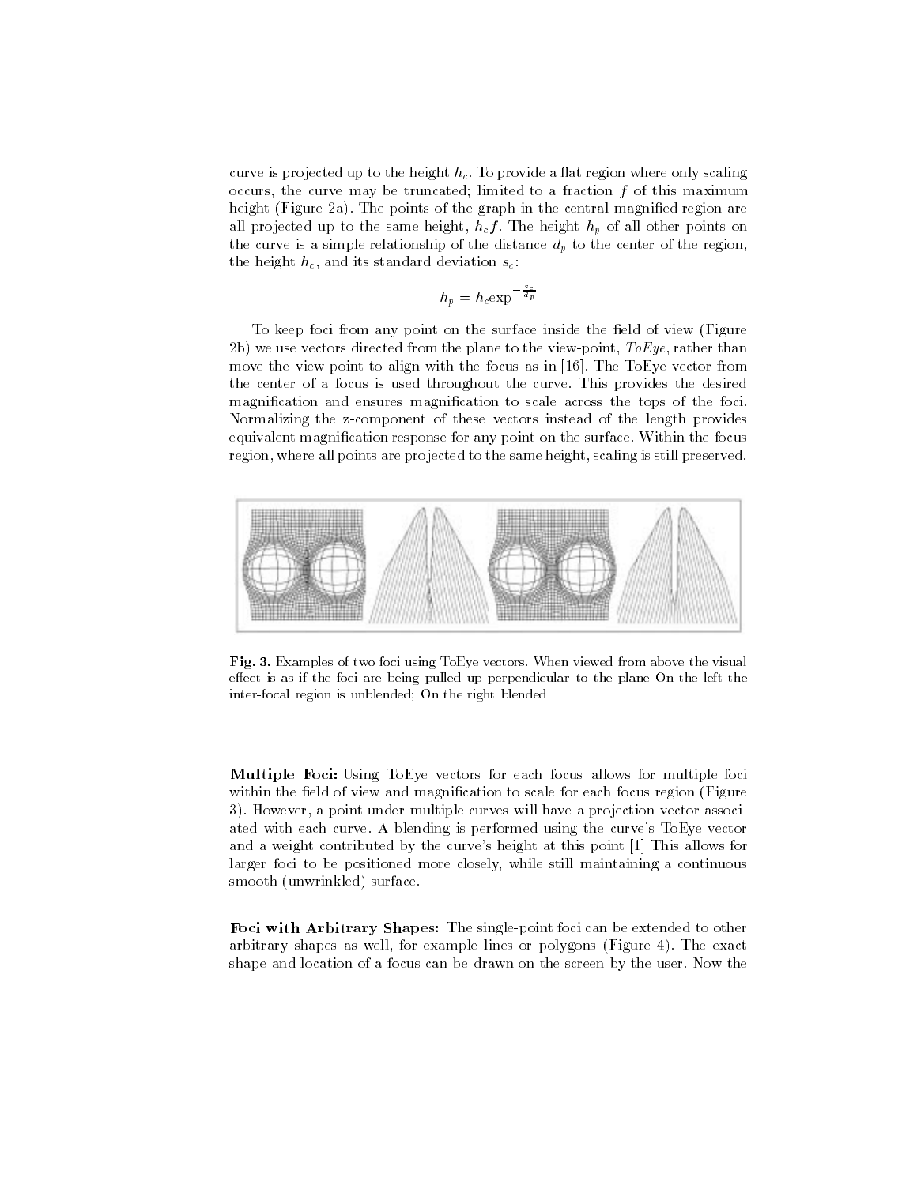curve is projected up to the height $h_c$. To provide a flat region where only scaling occurs, the curve may be truncated; limited to a fraction $f$ of this maximum height (Figure 2a). The points of the graph in the central magnified region are all projected up to the same height, $h_c f$. The height $h_p$ of all other points on the curve is a simple relationship of the distance $d_p$ to the center of the region, the height $h_c$, and its standard deviation $s_c$:

$$h_p = h_c \exp^{-\frac{s_c}{d_p}}$$

To keep foci from any point on the surface inside the field of view (Figure 2b) we use vectors directed from the plane to the view-point, *ToEye*, rather than move the view-point to align with the focus as in [16]. The ToEye vector from the center of a focus is used throughout the curve. This provides the desired magnification and ensures magnification to scale across the tops of the foci. Normalizing the z-component of these vectors instead of the length provides equivalent magnification response for any point on the surface. Within the focus region, where all points are projected to the same height, scaling is still preserved.

**Fig. 3.** Examples of two foci using ToEye vectors. When viewed from above the visual effect is as if the foci are being pulled up perpendicular to the plane On the left the inter-focal region is unblended; On the right blended

**Multiple Foci:** Using ToEye vectors for each focus allows for multiple foci within the field of view and magnification to scale for each focus region (Figure 3). However, a point under multiple curves will have a projection vector associated with each curve. A blending is performed using the curve's ToEye vector and a weight contributed by the curve's height at this point [1] This allows for larger foci to be positioned more closely, while still maintaining a continuous smooth (unwrinkled) surface.

**Foci with Arbitrary Shapes:** The single-point foci can be extended to other arbitrary shapes as well, for example lines or polygons (Figure 4). The exact shape and location of a focus can be drawn on the screen by the user. Now the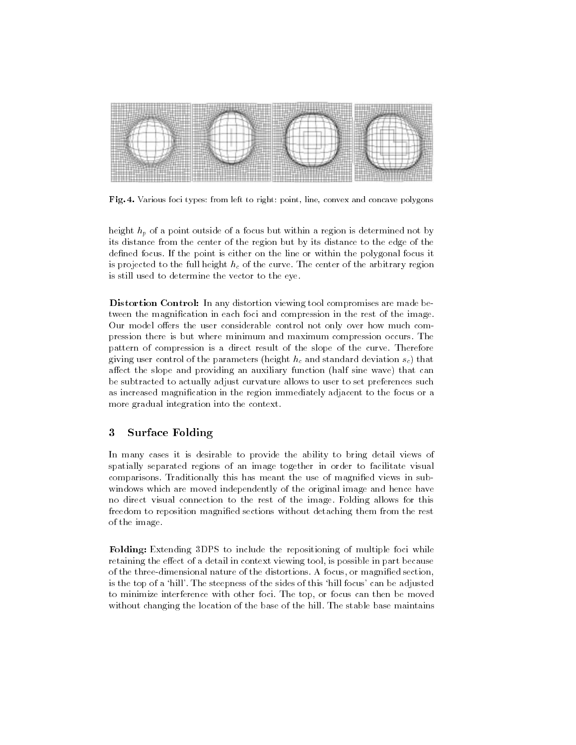**Fig. 4.** Various foci types: from left to right: point, line, convex and concave polygons

height $h_p$ of a point outside of a focus but within a region is determined not by its distance from the center of the region but by its distance to the edge of the defined focus. If the point is either on the line or within the polygonal focus it is projected to the full height $h_c$ of the curve. The center of the arbitrary region is still used to determine the vector to the eye.

**Distortion Control:** In any distortion viewing tool compromises are made between the magnification in each foci and compression in the rest of the image. Our model offers the user considerable control not only over how much compression there is but where minimum and maximum compression occurs. The pattern of compression is a direct result of the slope of the curve. Therefore giving user control of the parameters (height $h_c$ and standard deviation $s_c$) that affect the slope and providing an auxiliary function (half sine wave) that can be subtracted to actually adjust curvature allows to user to set preferences such as increased magnification in the region immediately adjacent to the focus or a more gradual integration into the context.

## 3 Surface Folding

In many cases it is desirable to provide the ability to bring detail views of spatially separated regions of an image together in order to facilitate visual comparisons. Traditionally this has meant the use of magnified views in sub-windows which are moved independently of the original image and hence have no direct visual connection to the rest of the image. Folding allows for this freedom to reposition magnified sections without detaching them from the rest of the image.

**Folding:** Extending 3DPS to include the repositioning of multiple foci while retaining the effect of a detail in context viewing tool, is possible in part because of the three-dimensional nature of the distortions. A focus, or magnified section, is the top of a 'hill'. The steepness of the sides of this 'hill focus' can be adjusted to minimize interference with other foci. The top, or focus can then be moved without changing the location of the base of the hill. The stable base maintains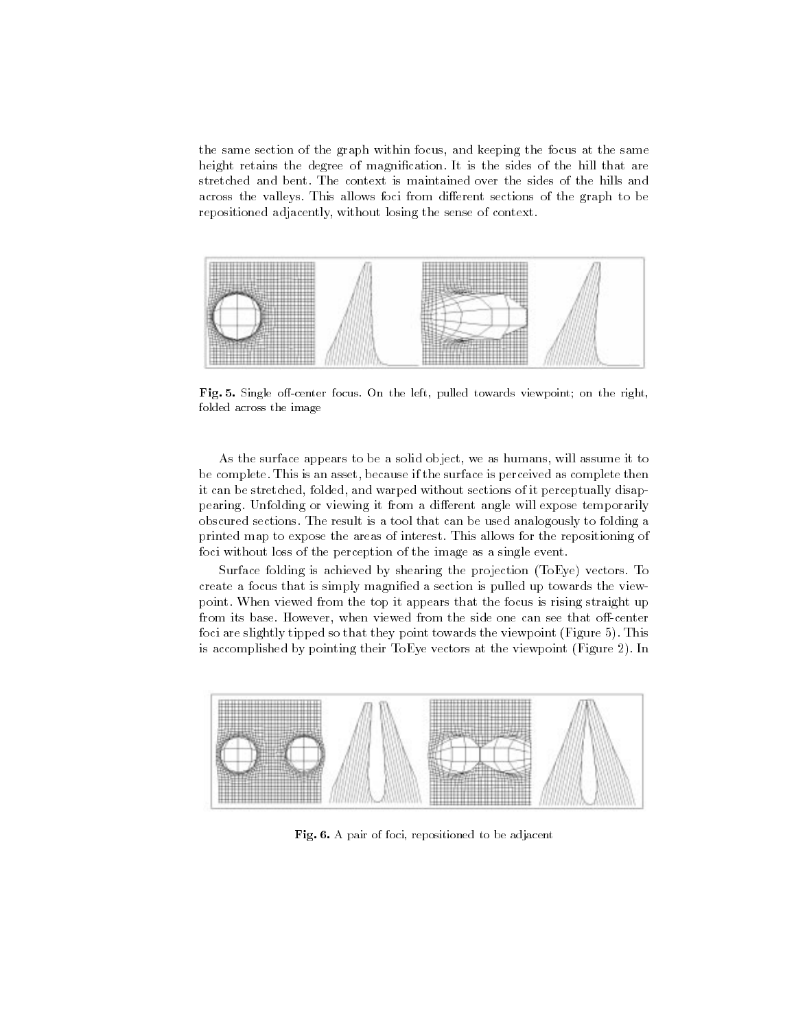the same section of the graph within focus, and keeping the focus at the same height retains the degree of magnification. It is the sides of the hill that are stretched and bent. The context is maintained over the sides of the hills and across the valleys. This allows foci from different sections of the graph to be repositioned adjacently, without losing the sense of context.

**Fig. 5.** Single off-center focus. On the left, pulled towards viewpoint; on the right, folded across the image

As the surface appears to be a solid object, we as humans, will assume it to be complete. This is an asset, because if the surface is perceived as complete then it can be stretched, folded, and warped without sections of it perceptually disappearing. Unfolding or viewing it from a different angle will expose temporarily obscured sections. The result is a tool that can be used analogously to folding a printed map to expose the areas of interest. This allows for the repositioning of foci without loss of the perception of the image as a single event.

Surface folding is achieved by shearing the projection (ToEye) vectors. To create a focus that is simply magnified a section is pulled up towards the viewpoint. When viewed from the top it appears that the focus is rising straight up from its base. However, when viewed from the side one can see that off-center foci are slightly tipped so that they point towards the viewpoint (Figure 5). This is accomplished by pointing their ToEye vectors at the viewpoint (Figure 2). In

**Fig. 6.** A pair of foci, repositioned to be adjacent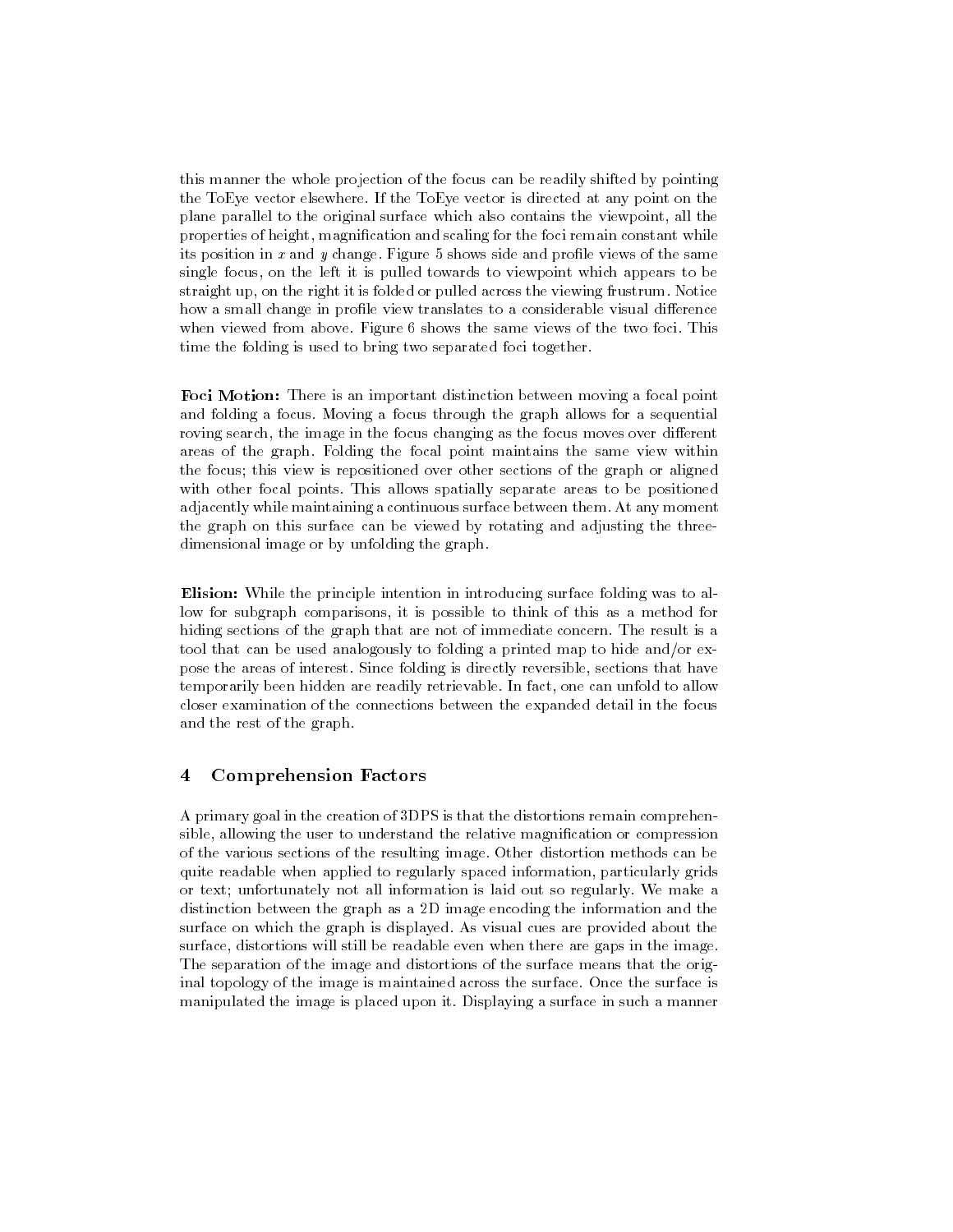this manner the whole projection of the focus can be readily shifted by pointing the ToEye vector elsewhere. If the ToEye vector is directed at any point on the plane parallel to the original surface which also contains the viewpoint, all the properties of height, magnification and scaling for the foci remain constant while its position in $x$ and $y$ change. Figure 5 shows side and profile views of the same single focus, on the left it is pulled towards to viewpoint which appears to be straight up, on the right it is folded or pulled across the viewing frustrum. Notice how a small change in profile view translates to a considerable visual difference when viewed from above. Figure 6 shows the same views of the two foci. This time the folding is used to bring two separated foci together.

**Foci Motion:** There is an important distinction between moving a focal point and folding a focus. Moving a focus through the graph allows for a sequential roving search, the image in the focus changing as the focus moves over different areas of the graph. Folding the focal point maintains the same view within the focus; this view is repositioned over other sections of the graph or aligned with other focal points. This allows spatially separate areas to be positioned adjacently while maintaining a continuous surface between them. At any moment the graph on this surface can be viewed by rotating and adjusting the three-dimensional image or by unfolding the graph.

**Elision:** While the principle intention in introducing surface folding was to allow for subgraph comparisons, it is possible to think of this as a method for hiding sections of the graph that are not of immediate concern. The result is a tool that can be used analogously to folding a printed map to hide and/or expose the areas of interest. Since folding is directly reversible, sections that have temporarily been hidden are readily retrievable. In fact, one can unfold to allow closer examination of the connections between the expanded detail in the focus and the rest of the graph.

## 4 Comprehension Factors

A primary goal in the creation of 3DPS is that the distortions remain comprehensible, allowing the user to understand the relative magnification or compression of the various sections of the resulting image. Other distortion methods can be quite readable when applied to regularly spaced information, particularly grids or text; unfortunately not all information is laid out so regularly. We make a distinction between the graph as a 2D image encoding the information and the surface on which the graph is displayed. As visual cues are provided about the surface, distortions will still be readable even when there are gaps in the image. The separation of the image and distortions of the surface means that the original topology of the image is maintained across the surface. Once the surface is manipulated the image is placed upon it. Displaying a surface in such a manner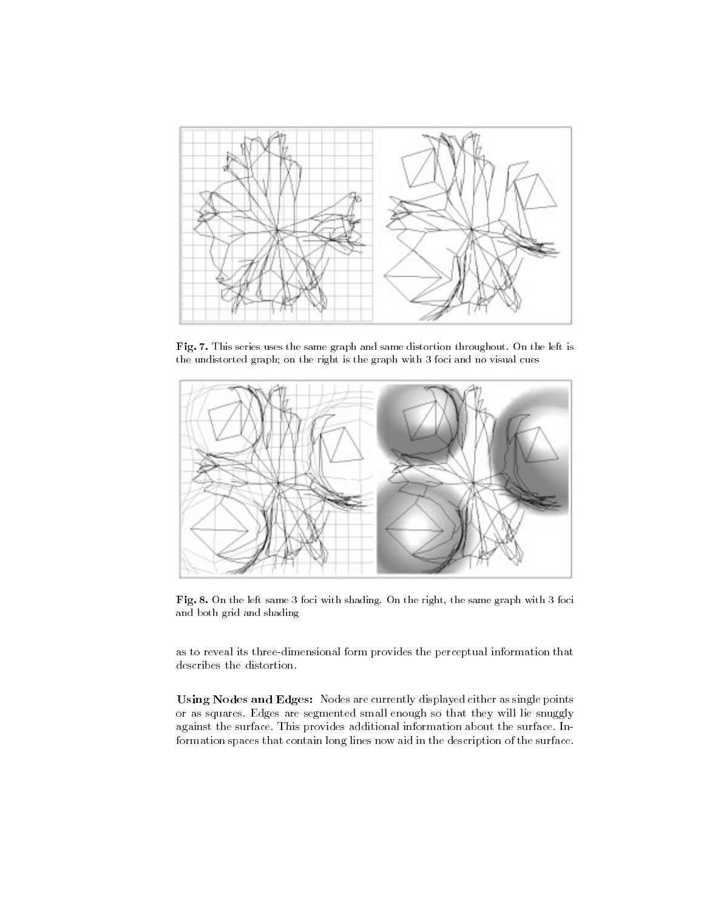**Fig. 7.** This series uses the same graph and same distortion throughout. On the left is the undistorted graph; on the right is the graph with 3 foci and no visual cues

**Fig. 8.** On the left same 3 foci with shading. On the right, the same graph with 3 foci and both grid and shading

as to reveal its three-dimensional form provides the perceptual information that describes the distortion.

**Using Nodes and Edges:** Nodes are currently displayed either as single points or as squares. Edges are segmented small enough so that they will lie snuggly against the surface. This provides additional information about the surface. Information spaces that contain long lines now aid in the description of the surface.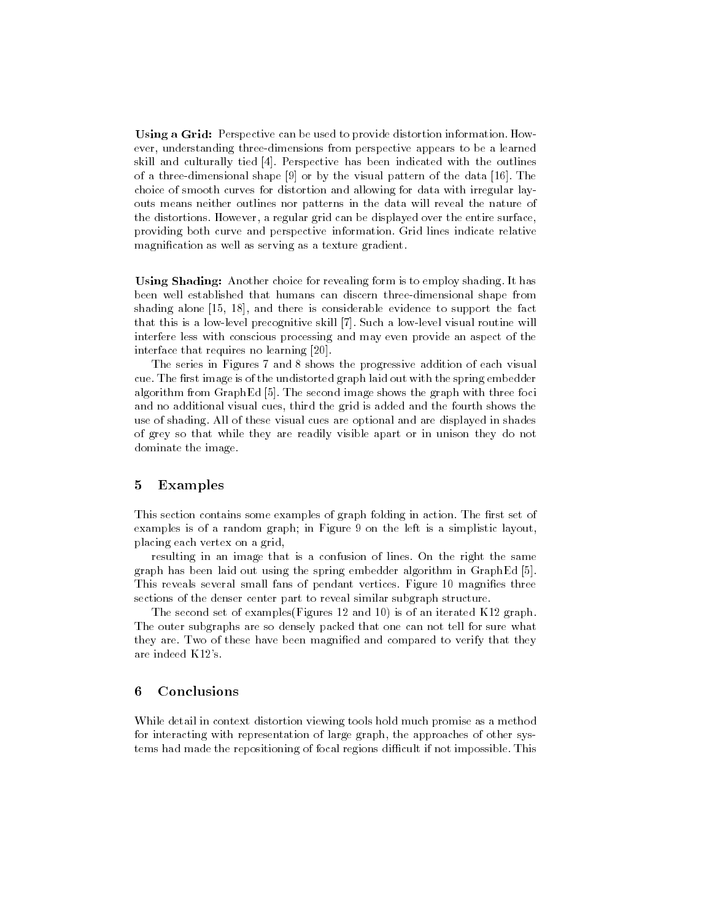**Using a Grid:** Perspective can be used to provide distortion information. However, understanding three-dimensions from perspective appears to be a learned skill and culturally tied [4]. Perspective has been indicated with the outlines of a three-dimensional shape [9] or by the visual pattern of the data [16]. The choice of smooth curves for distortion and allowing for data with irregular layouts means neither outlines nor patterns in the data will reveal the nature of the distortions. However, a regular grid can be displayed over the entire surface, providing both curve and perspective information. Grid lines indicate relative magnification as well as serving as a texture gradient.

**Using Shading:** Another choice for revealing form is to employ shading. It has been well established that humans can discern three-dimensional shape from shading alone [15, 18], and there is considerable evidence to support the fact that this is a low-level precognitive skill [7]. Such a low-level visual routine will interfere less with conscious processing and may even provide an aspect of the interface that requires no learning [20].

The series in Figures 7 and 8 shows the progressive addition of each visual cue. The first image is of the undistorted graph laid out with the spring embedder algorithm from GraphEd [5]. The second image shows the graph with three foci and no additional visual cues, third the grid is added and the fourth shows the use of shading. All of these visual cues are optional and are displayed in shades of grey so that while they are readily visible apart or in unison they do not dominate the image.

## 5 Examples

This section contains some examples of graph folding in action. The first set of examples is of a random graph; in Figure 9 on the left is a simplistic layout, placing each vertex on a grid,

resulting in an image that is a confusion of lines. On the right the same graph has been laid out using the spring embedder algorithm in GraphEd [5]. This reveals several small fans of pendant vertices. Figure 10 magnifies three sections of the denser center part to reveal similar subgraph structure.

The second set of examples(Figures 12 and 10) is of an iterated K12 graph. The outer subgraphs are so densely packed that one can not tell for sure what they are. Two of these have been magnified and compared to verify that they are indeed K12's.

## 6 Conclusions

While detail in context distortion viewing tools hold much promise as a method for interacting with representation of large graph, the approaches of other systems had made the repositioning of focal regions difficult if not impossible. This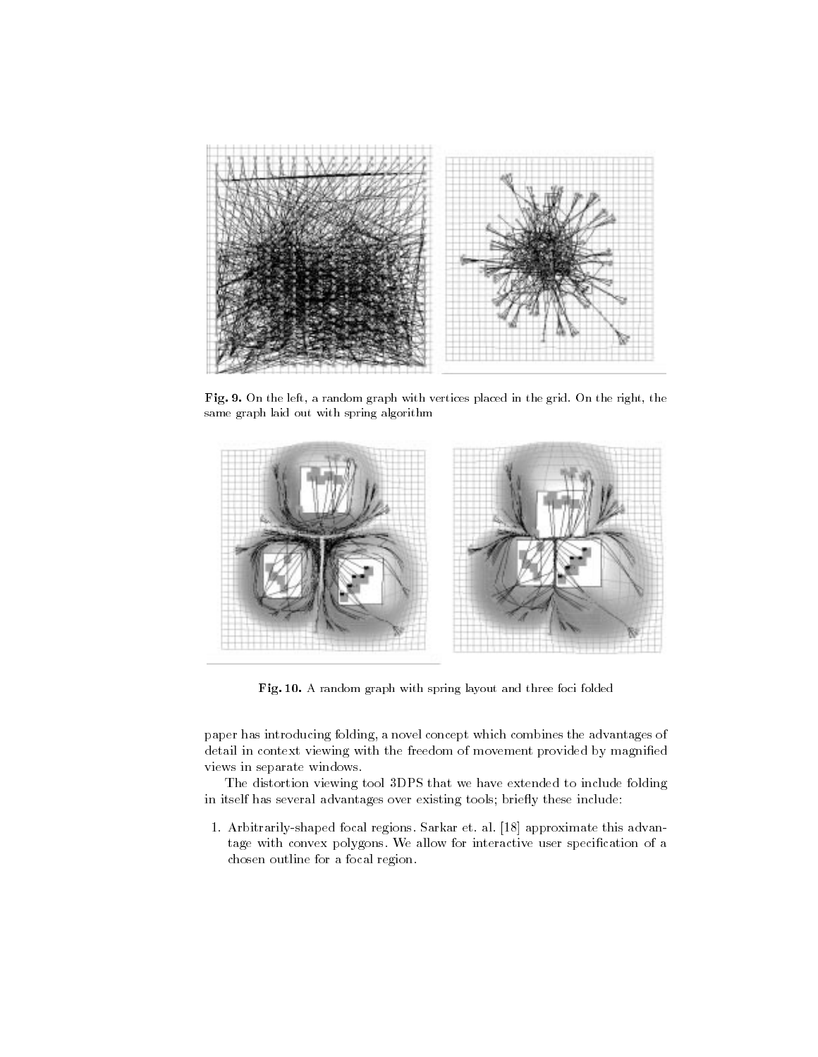**Fig. 9.** On the left, a random graph with vertices placed in the grid. On the right, the same graph laid out with spring algorithm

**Fig. 10.** A random graph with spring layout and three foci folded

paper has introducing folding, a novel concept which combines the advantages of detail in context viewing with the freedom of movement provided by magnified views in separate windows.

The distortion viewing tool 3DPS that we have extended to include folding in itself has several advantages over existing tools; briefly these include:

1. Arbitrarily-shaped focal regions. Sarkar et. al. [18] approximate this advantage with convex polygons. We allow for interactive user specification of a chosen outline for a focal region.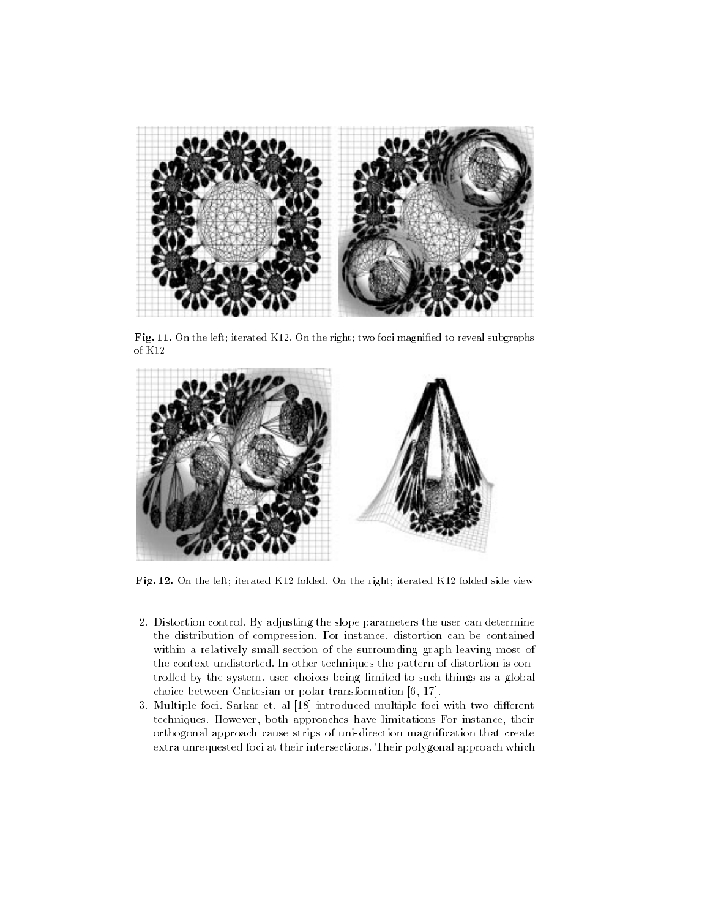**Fig. 11.** On the left; iterated K12. On the right; two foci magnified to reveal subgraphs of K12

**Fig. 12.** On the left; iterated K12 folded. On the right; iterated K12 folded side view

2. Distortion control. By adjusting the slope parameters the user can determine the distribution of compression. For instance, distortion can be contained within a relatively small section of the surrounding graph leaving most of the context undistorted. In other techniques the pattern of distortion is controlled by the system, user choices being limited to such things as a global choice between Cartesian or polar transformation [6, 17].
3. Multiple foci. Sarkar et. al [18] introduced multiple foci with two different techniques. However, both approaches have limitations For instance, their orthogonal approach cause strips of uni-direction magnification that create extra unrequested foci at their intersections. Their polygonal approach which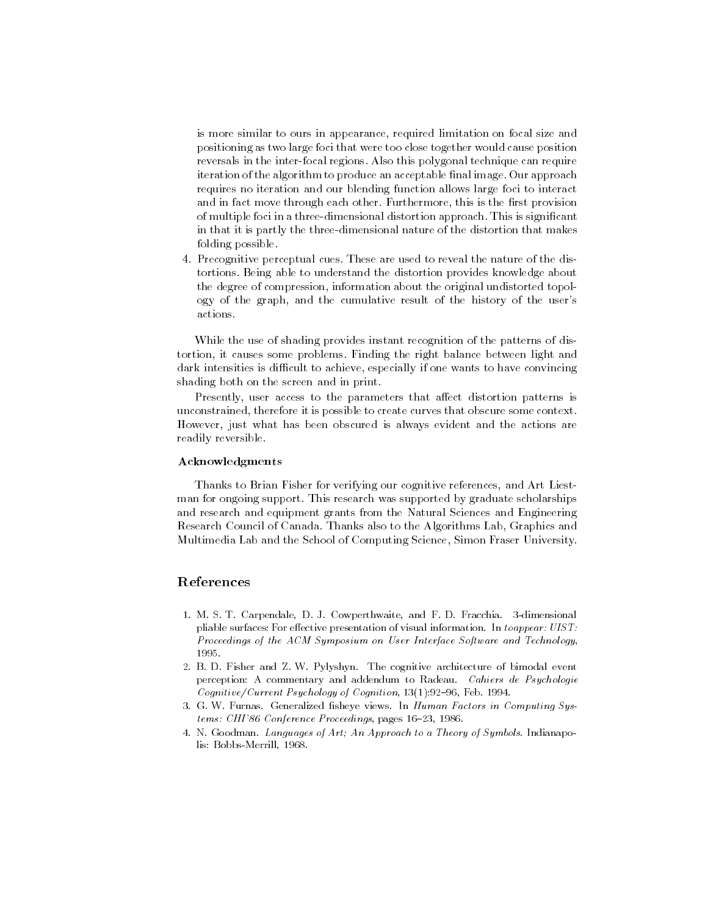is more similar to ours in appearance, required limitation on focal size and positioning as two large foci that were too close together would cause position reversals in the inter-focal regions. Also this polygonal technique can require iteration of the algorithm to produce an acceptable final image. Our approach requires no iteration and our blending function allows large foci to interact and in fact move through each other. Furthermore, this is the first provision of multiple foci in a three-dimensional distortion approach. This is significant in that it is partly the three-dimensional nature of the distortion that makes folding possible.

4. Precognitive perceptual cues. These are used to reveal the nature of the distortions. Being able to understand the distortion provides knowledge about the degree of compression, information about the original undistorted topology of the graph, and the cumulative result of the history of the user's actions.

While the use of shading provides instant recognition of the patterns of distortion, it causes some problems. Finding the right balance between light and dark intensities is difficult to achieve, especially if one wants to have convincing shading both on the screen and in print.

Presently, user access to the parameters that affect distortion patterns is unconstrained, therefore it is possible to create curves that obscure some context. However, just what has been obscured is always evident and the actions are readily reversible.

### Acknowledgments

Thanks to Brian Fisher for verifying our cognitive references, and Art Liestman for ongoing support. This research was supported by graduate scholarships and research and equipment grants from the Natural Sciences and Engineering Research Council of Canada. Thanks also to the Algorithms Lab, Graphics and Multimedia Lab and the School of Computing Science, Simon Fraser University.

## References

1. M. S. T. Carpendale, D. J. Cowperthwaite, and F. D. Fracchia. 3-dimensional pliable surfaces: For effective presentation of visual information. In *toappear: UIST: Proceedings of the ACM Symposium on User Interface Software and Technology*, 1995.
2. B. D. Fisher and Z. W. Pylyshyn. The cognitive architecture of bimodal event perception: A commentary and addendum to Radeau. *Cahiers de Psychologie Cognitive/Current Psychology of Cognition*, 13(1):92–96, Feb. 1994.
3. G. W. Furnas. Generalized fisheye views. In *Human Factors in Computing Systems: CHI'86 Conference Proceedings*, pages 16–23, 1986.
4. N. Goodman. *Languages of Art; An Approach to a Theory of Symbols*. Indianapolis: Bobbs-Merrill, 1968.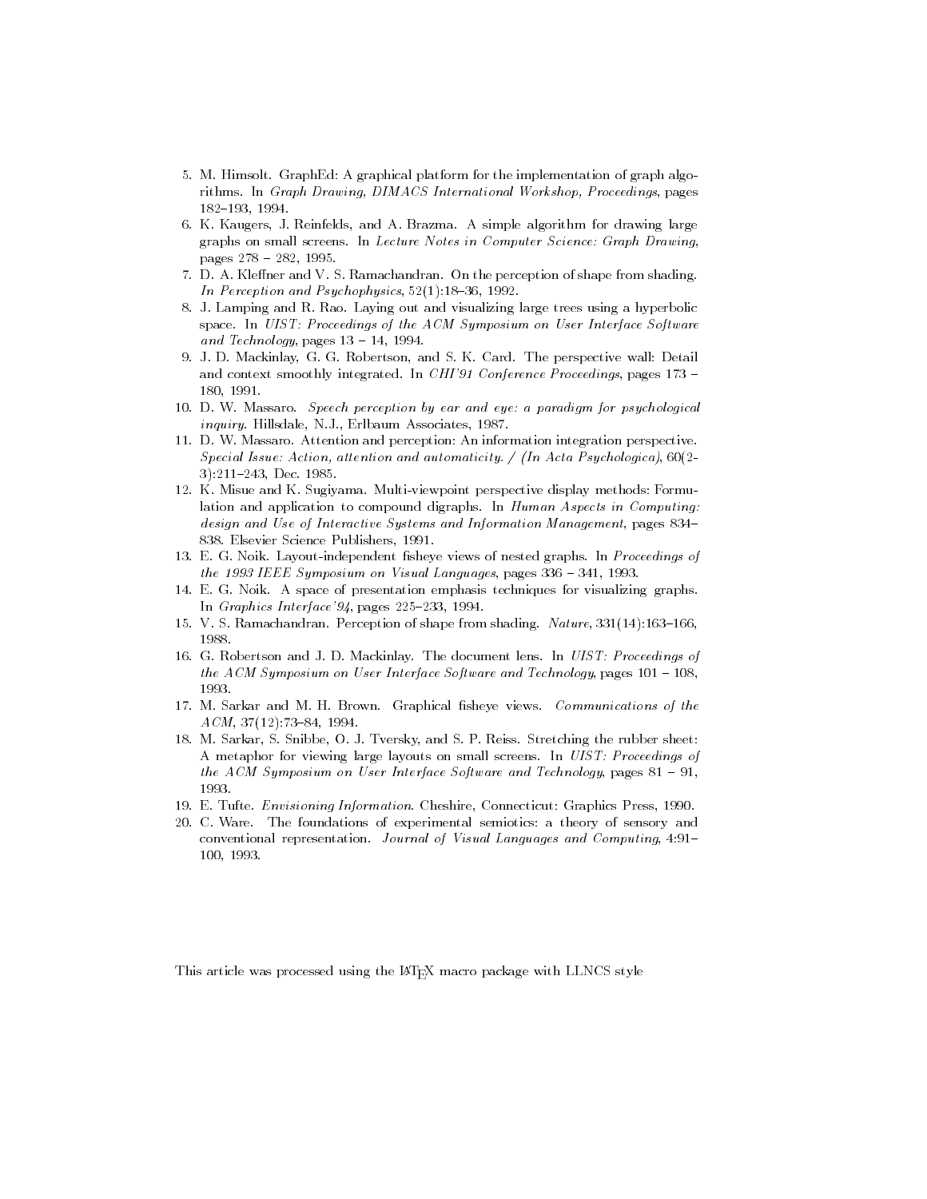5. M. Himsolt. GraphEd: A graphical platform for the implementation of graph algorithms. In *Graph Drawing, DIMACS International Workshop, Proceedings*, pages 182–193, 1994.
6. K. Kaugers, J. Reinfelds, and A. Brazma. A simple algorithm for drawing large graphs on small screens. In *Lecture Notes in Computer Science: Graph Drawing*, pages 278 – 282, 1995.
7. D. A. Kleffner and V. S. Ramachandran. On the perception of shape from shading. *In Perception and Psychophysics*, 52(1):18–36, 1992.
8. J. Lamping and R. Rao. Laying out and visualizing large trees using a hyperbolic space. In *UIST: Proceedings of the ACM Symposium on User Interface Software and Technology*, pages 13 – 14, 1994.
9. J. D. Mackinlay, G. G. Robertson, and S. K. Card. The perspective wall: Detail and context smoothly integrated. In *CHI'91 Conference Proceedings*, pages 173 – 180, 1991.
10. D. W. Massaro. *Speech perception by ear and eye: a paradigm for psychological inquiry.* Hillsdale, N.J., Erlbaum Associates, 1987.
11. D. W. Massaro. Attention and perception: An information integration perspective. *Special Issue: Action, attention and automaticity. / (In Acta Psychologica)*, 60(2-3):211–243, Dec. 1985.
12. K. Misue and K. Sugiyama. Multi-viewpoint perspective display methods: Formulation and application to compound digraphs. In *Human Aspects in Computing: design and Use of Interactive Systems and Information Management*, pages 834–838. Elsevier Science Publishers, 1991.
13. E. G. Noik. Layout-independent fisheye views of nested graphs. In *Proceedings of the 1993 IEEE Symposium on Visual Languages*, pages 336 – 341, 1993.
14. E. G. Noik. A space of presentation emphasis techniques for visualizing graphs. In *Graphics Interface'94*, pages 225–233, 1994.
15. V. S. Ramachandran. Perception of shape from shading. *Nature*, 331(14):163–166, 1988.
16. G. Robertson and J. D. Mackinlay. The document lens. In *UIST: Proceedings of the ACM Symposium on User Interface Software and Technology*, pages 101 – 108, 1993.
17. M. Sarkar and M. H. Brown. Graphical fisheye views. *Communications of the ACM*, 37(12):73–84, 1994.
18. M. Sarkar, S. Snibbe, O. J. Tversky, and S. P. Reiss. Stretching the rubber sheet: A metaphor for viewing large layouts on small screens. In *UIST: Proceedings of the ACM Symposium on User Interface Software and Technology*, pages 81 – 91, 1993.
19. E. Tufte. *Envisioning Information*. Cheshire, Connecticut: Graphics Press, 1990.
20. C. Ware. The foundations of experimental semiotics: a theory of sensory and conventional representation. *Journal of Visual Languages and Computing*, 4:91–100, 1993.

This article was processed using the LaTeX macro package with LLNCS style